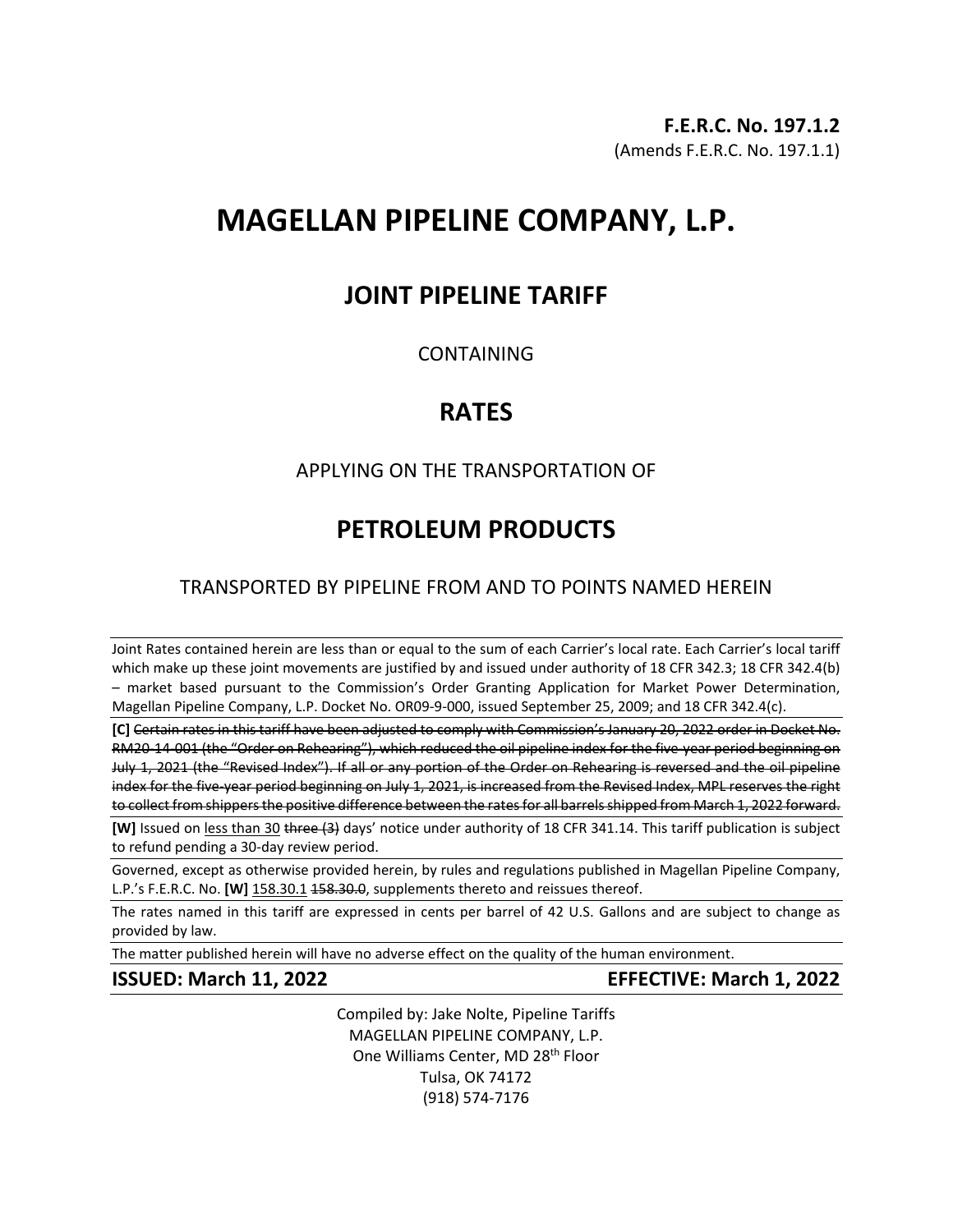**F.E.R.C. No. 197.1.2**
(Amends F.E.R.C. No. 197.1.1)

# MAGELLAN PIPELINE COMPANY, L.P.

## JOINT PIPELINE TARIFF

CONTAINING

## RATES

APPLYING ON THE TRANSPORTATION OF

## PETROLEUM PRODUCTS

TRANSPORTED BY PIPELINE FROM AND TO POINTS NAMED HEREIN

---

Joint Rates contained herein are less than or equal to the sum of each Carrier's local rate. Each Carrier's local tariff which make up these joint movements are justified by and issued under authority of 18 CFR 342.3; 18 CFR 342.4(b) – market based pursuant to the Commission's Order Granting Application for Market Power Determination, Magellan Pipeline Company, L.P. Docket No. OR09-9-000, issued September 25, 2009; and 18 CFR 342.4(c).

**[C]** ~~Certain rates in this tariff have been adjusted to comply with Commission's January 20, 2022 order in Docket No. RM20-14-001 (the "Order on Rehearing"), which reduced the oil pipeline index for the five-year period beginning on July 1, 2021 (the "Revised Index"). If all or any portion of the Order on Rehearing is reversed and the oil pipeline index for the five-year period beginning on July 1, 2021, is increased from the Revised Index, MPL reserves the right to collect from shippers the positive difference between the rates for all barrels shipped from March 1, 2022 forward.~~

**[W]** Issued on <u>less than 30</u> ~~three (3)~~ days' notice under authority of 18 CFR 341.14. This tariff publication is subject to refund pending a 30-day review period.

Governed, except as otherwise provided herein, by rules and regulations published in Magellan Pipeline Company, L.P.'s F.E.R.C. No. **[W]** <u>158.30.1</u> ~~158.30.0~~, supplements thereto and reissues thereof.

The rates named in this tariff are expressed in cents per barrel of 42 U.S. Gallons and are subject to change as provided by law.

The matter published herein will have no adverse effect on the quality of the human environment.

**ISSUED: March 11, 2022** **EFFECTIVE: March 1, 2022**

Compiled by: Jake Nolte, Pipeline Tariffs
MAGELLAN PIPELINE COMPANY, L.P.
One Williams Center, MD 28th Floor
Tulsa, OK 74172
(918) 574-7176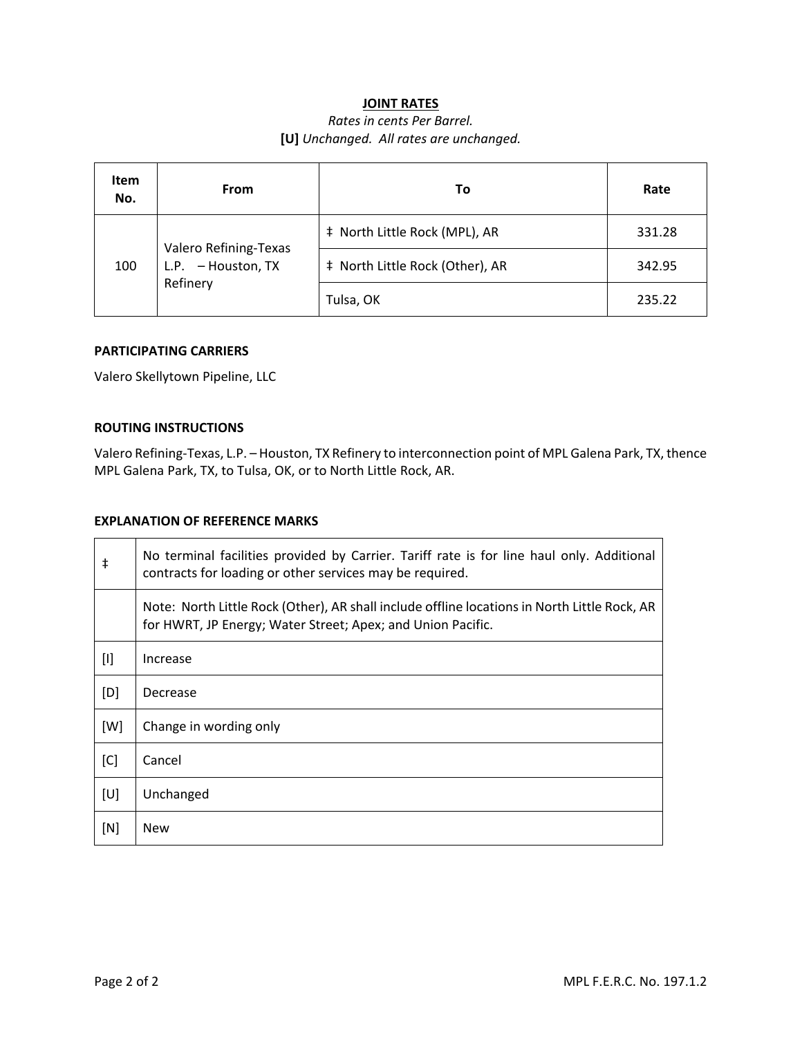## JOINT RATES

*Rates in cents Per Barrel.*

**[U]** *Unchanged. All rates are unchanged.*

| Item No. | From | To | Rate |
|---|---|---|---|
| 100 | Valero Refining-Texas L.P. – Houston, TX Refinery | ‡ North Little Rock (MPL), AR | 331.28 |
| | | ‡ North Little Rock (Other), AR | 342.95 |
| | | Tulsa, OK | 235.22 |

**PARTICIPATING CARRIERS**

Valero Skellytown Pipeline, LLC

**ROUTING INSTRUCTIONS**

Valero Refining-Texas, L.P. – Houston, TX Refinery to interconnection point of MPL Galena Park, TX, thence MPL Galena Park, TX, to Tulsa, OK, or to North Little Rock, AR.

**EXPLANATION OF REFERENCE MARKS**

| | |
|---|---|
| ‡ | No terminal facilities provided by Carrier. Tariff rate is for line haul only. Additional contracts for loading or other services may be required. |
| | Note: North Little Rock (Other), AR shall include offline locations in North Little Rock, AR for HWRT, JP Energy; Water Street; Apex; and Union Pacific. |
| [I] | Increase |
| [D] | Decrease |
| [W] | Change in wording only |
| [C] | Cancel |
| [U] | Unchanged |
| [N] | New |